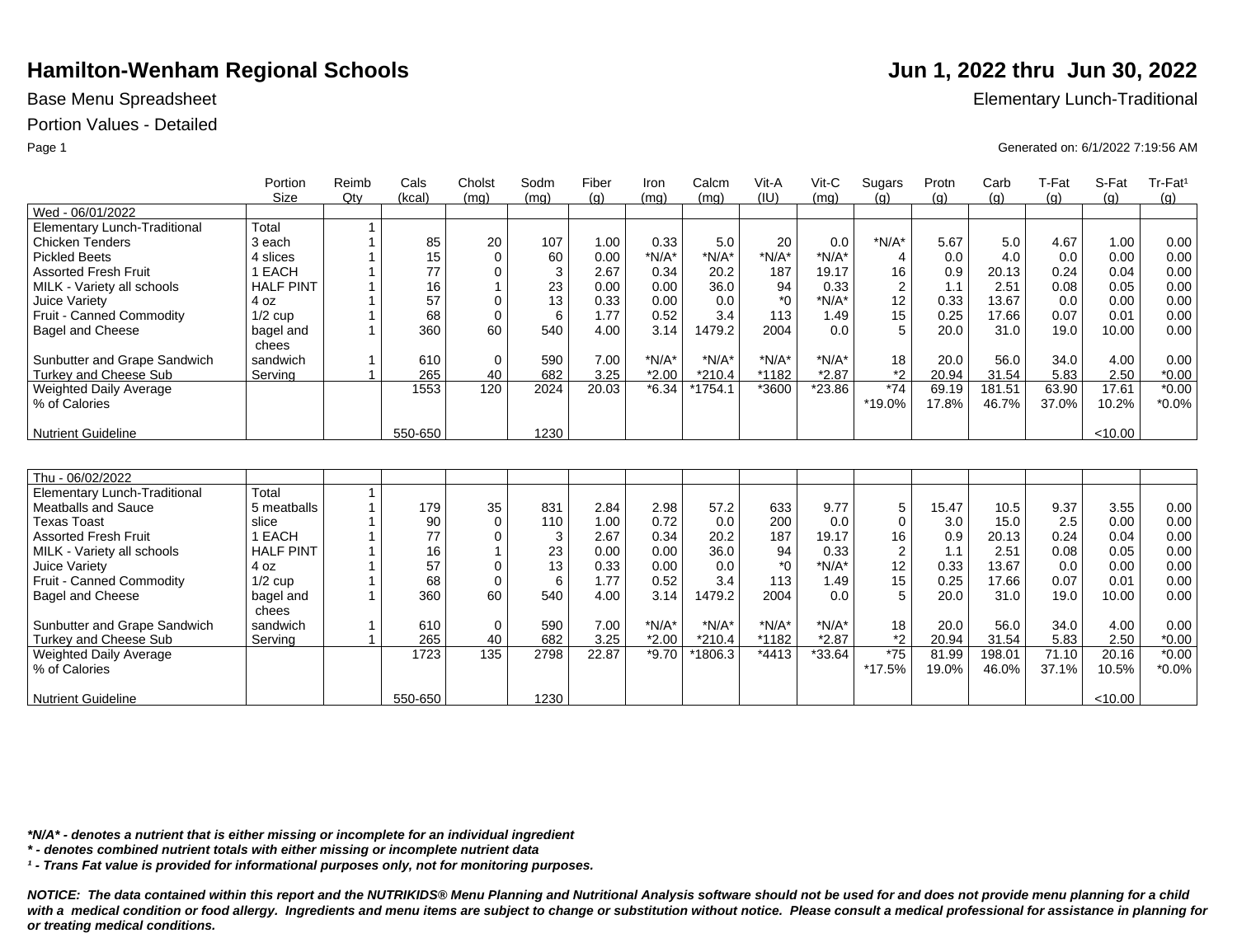# Hamilton-Wenham Regional Schools

**Jun 1, 2022 thru Jun 30, 2022**

Base Menu Spreadsheet

Elementary Lunch-Traditional

Portion Values - Detailed

Generated on: 6/1/2022 7:19:56 AM

| | Portion Size | Reimb Qty | Cals (kcal) | Cholst (mg) | Sodm (mg) | Fiber (g) | Iron (mg) | Calcm (mg) | Vit-A (IU) | Vit-C (mg) | Sugars (g) | Protn (g) | Carb (g) | T-Fat (g) | S-Fat (g) | Tr-Fat[1] (g) |
|---|---|---|---|---|---|---|---|---|---|---|---|---|---|---|---|---|
| Wed - 06/01/2022 | | | | | | | | | | | | | | | | |
| Elementary Lunch-Traditional | Total | 1 | | | | | | | | | | | | | | |
| Chicken Tenders | 3 each | 1 | 85 | 20 | 107 | 1.00 | 0.33 | 5.0 | 20 | 0.0 | *N/A* | 5.67 | 5.0 | 4.67 | 1.00 | 0.00 |
| Pickled Beets | 4 slices | 1 | 15 | 0 | 60 | 0.00 | *N/A* | *N/A* | *N/A* | *N/A* | 4 | 0.0 | 4.0 | 0.0 | 0.00 | 0.00 |
| Assorted Fresh Fruit | 1 EACH | 1 | 77 | 0 | 3 | 2.67 | 0.34 | 20.2 | 187 | 19.17 | 16 | 0.9 | 20.13 | 0.24 | 0.04 | 0.00 |
| MILK - Variety all schools | HALF PINT | 1 | 16 | 1 | 23 | 0.00 | 0.00 | 36.0 | 94 | 0.33 | 2 | 1.1 | 2.51 | 0.08 | 0.05 | 0.00 |
| Juice Variety | 4 oz | 1 | 57 | 0 | 13 | 0.33 | 0.00 | 0.0 | *0 | *N/A* | 12 | 0.33 | 13.67 | 0.0 | 0.00 | 0.00 |
| Fruit - Canned Commodity | 1/2 cup | 1 | 68 | 0 | 6 | 1.77 | 0.52 | 3.4 | 113 | 1.49 | 15 | 0.25 | 17.66 | 0.07 | 0.01 | 0.00 |
| Bagel and Cheese | bagel and chees | 1 | 360 | 60 | 540 | 4.00 | 3.14 | 1479.2 | 2004 | 0.0 | 5 | 20.0 | 31.0 | 19.0 | 10.00 | 0.00 |
| Sunbutter and Grape Sandwich | sandwich | 1 | 610 | 0 | 590 | 7.00 | *N/A* | *N/A* | *N/A* | *N/A* | 18 | 20.0 | 56.0 | 34.0 | 4.00 | 0.00 |
| Turkey and Cheese Sub | Serving | 1 | 265 | 40 | 682 | 3.25 | *2.00 | *210.4 | *1182 | *2.87 | *2 | 20.94 | 31.54 | 5.83 | 2.50 | *0.00 |
| Weighted Daily Average | | | 1553 | 120 | 2024 | 20.03 | *6.34 | *1754.1 | *3600 | *23.86 | *74 | 69.19 | 181.51 | 63.90 | 17.61 | *0.00 |
| % of Calories | | | | | | | | | | | *19.0% | 17.8% | 46.7% | 37.0% | 10.2% | *0.0% |
| Nutrient Guideline | | | 550-650 | | 1230 | | | | | | | | | | <10.00 | |

| | Portion Size | Reimb Qty | Cals (kcal) | Cholst (mg) | Sodm (mg) | Fiber (g) | Iron (mg) | Calcm (mg) | Vit-A (IU) | Vit-C (mg) | Sugars (g) | Protn (g) | Carb (g) | T-Fat (g) | S-Fat (g) | Tr-Fat[1] (g) |
|---|---|---|---|---|---|---|---|---|---|---|---|---|---|---|---|---|
| Thu - 06/02/2022 | | | | | | | | | | | | | | | | |
| Elementary Lunch-Traditional | Total | 1 | | | | | | | | | | | | | | |
| Meatballs and Sauce | 5 meatballs | 1 | 179 | 35 | 831 | 2.84 | 2.98 | 57.2 | 633 | 9.77 | 5 | 15.47 | 10.5 | 9.37 | 3.55 | 0.00 |
| Texas Toast | slice | 1 | 90 | 0 | 110 | 1.00 | 0.72 | 0.0 | 200 | 0.0 | 0 | 3.0 | 15.0 | 2.5 | 0.00 | 0.00 |
| Assorted Fresh Fruit | 1 EACH | 1 | 77 | 0 | 3 | 2.67 | 0.34 | 20.2 | 187 | 19.17 | 16 | 0.9 | 20.13 | 0.24 | 0.04 | 0.00 |
| MILK - Variety all schools | HALF PINT | 1 | 16 | 1 | 23 | 0.00 | 0.00 | 36.0 | 94 | 0.33 | 2 | 1.1 | 2.51 | 0.08 | 0.05 | 0.00 |
| Juice Variety | 4 oz | 1 | 57 | 0 | 13 | 0.33 | 0.00 | 0.0 | *0 | *N/A* | 12 | 0.33 | 13.67 | 0.0 | 0.00 | 0.00 |
| Fruit - Canned Commodity | 1/2 cup | 1 | 68 | 0 | 6 | 1.77 | 0.52 | 3.4 | 113 | 1.49 | 15 | 0.25 | 17.66 | 0.07 | 0.01 | 0.00 |
| Bagel and Cheese | bagel and chees | 1 | 360 | 60 | 540 | 4.00 | 3.14 | 1479.2 | 2004 | 0.0 | 5 | 20.0 | 31.0 | 19.0 | 10.00 | 0.00 |
| Sunbutter and Grape Sandwich | sandwich | 1 | 610 | 0 | 590 | 7.00 | *N/A* | *N/A* | *N/A* | *N/A* | 18 | 20.0 | 56.0 | 34.0 | 4.00 | 0.00 |
| Turkey and Cheese Sub | Serving | 1 | 265 | 40 | 682 | 3.25 | *2.00 | *210.4 | *1182 | *2.87 | *2 | 20.94 | 31.54 | 5.83 | 2.50 | *0.00 |
| Weighted Daily Average | | | 1723 | 135 | 2798 | 22.87 | *9.70 | *1806.3 | *4413 | *33.64 | *75 | 81.99 | 198.01 | 71.10 | 20.16 | *0.00 |
| % of Calories | | | | | | | | | | | *17.5% | 19.0% | 46.0% | 37.1% | 10.5% | *0.0% |
| Nutrient Guideline | | | 550-650 | | 1230 | | | | | | | | | | <10.00 | |

***N/A* - denotes a nutrient that is either missing or incomplete for an individual ingredient***

***\* - denotes combined nutrient totals with either missing or incomplete nutrient data***

***[1] - Trans Fat value is provided for informational purposes only, not for monitoring purposes.***

***NOTICE: The data contained within this report and the NUTRIKIDS® Menu Planning and Nutritional Analysis software should not be used for and does not provide menu planning for a child with a medical condition or food allergy. Ingredients and menu items are subject to change or substitution without notice. Please consult a medical professional for assistance in planning for or treating medical conditions.***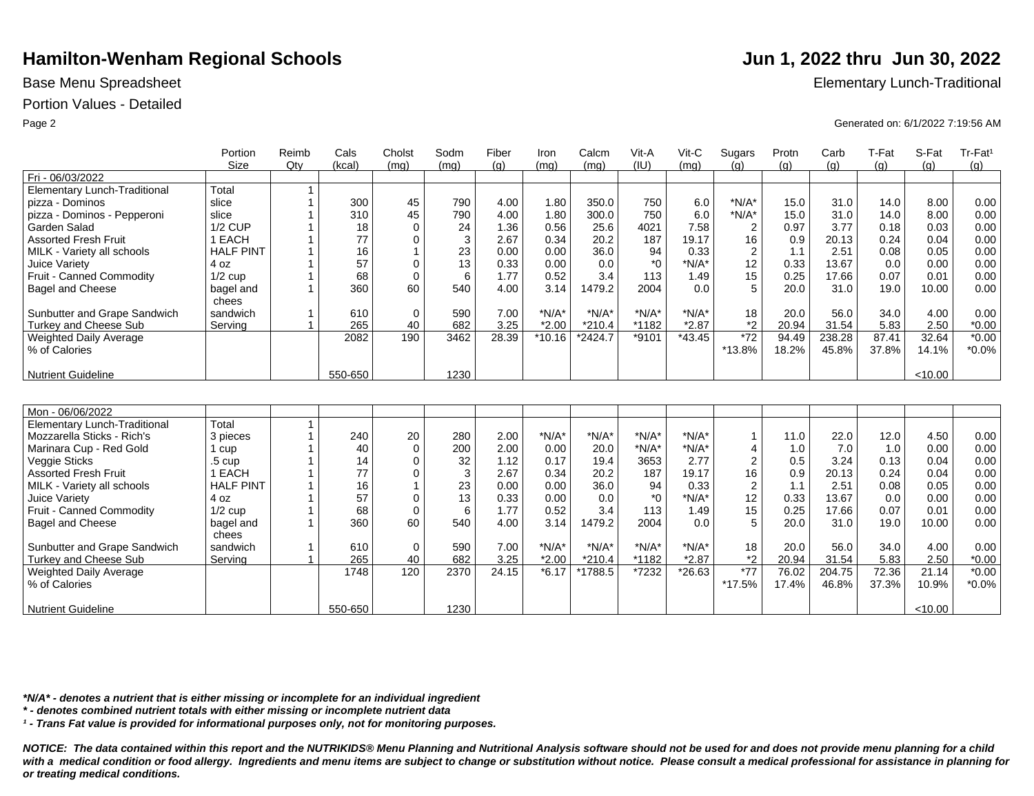# Hamilton-Wenham Regional Schools

**Jun 1, 2022 thru Jun 30, 2022**

Base Menu Spreadsheet

Elementary Lunch-Traditional

Portion Values - Detailed

Generated on: 6/1/2022 7:19:56 AM

| | Portion Size | Reimb Qty | Cals (kcal) | Cholst (mg) | Sodm (mg) | Fiber (g) | Iron (mg) | Calcm (mg) | Vit-A (IU) | Vit-C (mg) | Sugars (g) | Protn (g) | Carb (g) | T-Fat (g) | S-Fat (g) | Tr-Fat¹ (g) |
|---|---|---|---|---|---|---|---|---|---|---|---|---|---|---|---|---|
| Fri - 06/03/2022 | | | | | | | | | | | | | | | | |
| Elementary Lunch-Traditional | Total | 1 | | | | | | | | | | | | | | |
| pizza - Dominos | slice | 1 | 300 | 45 | 790 | 4.00 | 1.80 | 350.0 | 750 | 6.0 | *N/A* | 15.0 | 31.0 | 14.0 | 8.00 | 0.00 |
| pizza - Dominos - Pepperoni | slice | 1 | 310 | 45 | 790 | 4.00 | 1.80 | 300.0 | 750 | 6.0 | *N/A* | 15.0 | 31.0 | 14.0 | 8.00 | 0.00 |
| Garden Salad | 1/2 CUP | 1 | 18 | 0 | 24 | 1.36 | 0.56 | 25.6 | 4021 | 7.58 | 2 | 0.97 | 3.77 | 0.18 | 0.03 | 0.00 |
| Assorted Fresh Fruit | 1 EACH | 1 | 77 | 0 | 3 | 2.67 | 0.34 | 20.2 | 187 | 19.17 | 16 | 0.9 | 20.13 | 0.24 | 0.04 | 0.00 |
| MILK - Variety all schools | HALF PINT | 1 | 16 | 1 | 23 | 0.00 | 0.00 | 36.0 | 94 | 0.33 | 2 | 1.1 | 2.51 | 0.08 | 0.05 | 0.00 |
| Juice Variety | 4 oz | 1 | 57 | 0 | 13 | 0.33 | 0.00 | 0.0 | *0 | *N/A* | 12 | 0.33 | 13.67 | 0.0 | 0.00 | 0.00 |
| Fruit - Canned Commodity | 1/2 cup | 1 | 68 | 0 | 6 | 1.77 | 0.52 | 3.4 | 113 | 1.49 | 15 | 0.25 | 17.66 | 0.07 | 0.01 | 0.00 |
| Bagel and Cheese | bagel and chees | 1 | 360 | 60 | 540 | 4.00 | 3.14 | 1479.2 | 2004 | 0.0 | 5 | 20.0 | 31.0 | 19.0 | 10.00 | 0.00 |
| Sunbutter and Grape Sandwich | sandwich | 1 | 610 | 0 | 590 | 7.00 | *N/A* | *N/A* | *N/A* | *N/A* | 18 | 20.0 | 56.0 | 34.0 | 4.00 | 0.00 |
| Turkey and Cheese Sub | Serving | 1 | 265 | 40 | 682 | 3.25 | *2.00 | *210.4 | *1182 | *2.87 | *2 | 20.94 | 31.54 | 5.83 | 2.50 | *0.00 |
| Weighted Daily Average | | | 2082 | 190 | 3462 | 28.39 | *10.16 | *2424.7 | *9101 | *43.45 | *72 | 94.49 | 238.28 | 87.41 | 32.64 | *0.00 |
| % of Calories | | | | | | | | | | | *13.8% | 18.2% | 45.8% | 37.8% | 14.1% | *0.0% |
| Nutrient Guideline | | | 550-650 | | 1230 | | | | | | | | | | <10.00 | |

| | Portion Size | Reimb Qty | Cals (kcal) | Cholst (mg) | Sodm (mg) | Fiber (g) | Iron (mg) | Calcm (mg) | Vit-A (IU) | Vit-C (mg) | Sugars (g) | Protn (g) | Carb (g) | T-Fat (g) | S-Fat (g) | Tr-Fat¹ (g) |
|---|---|---|---|---|---|---|---|---|---|---|---|---|---|---|---|---|
| Mon - 06/06/2022 | | | | | | | | | | | | | | | | |
| Elementary Lunch-Traditional | Total | 1 | | | | | | | | | | | | | | |
| Mozzarella Sticks - Rich's | 3 pieces | 1 | 240 | 20 | 280 | 2.00 | *N/A* | *N/A* | *N/A* | *N/A* | 1 | 11.0 | 22.0 | 12.0 | 4.50 | 0.00 |
| Marinara Cup - Red Gold | 1 cup | 1 | 40 | 0 | 200 | 2.00 | 0.00 | 20.0 | *N/A* | *N/A* | 4 | 1.0 | 7.0 | 1.0 | 0.00 | 0.00 |
| Veggie Sticks | .5 cup | 1 | 14 | 0 | 32 | 1.12 | 0.17 | 19.4 | 3653 | 2.77 | 2 | 0.5 | 3.24 | 0.13 | 0.04 | 0.00 |
| Assorted Fresh Fruit | 1 EACH | 1 | 77 | 0 | 3 | 2.67 | 0.34 | 20.2 | 187 | 19.17 | 16 | 0.9 | 20.13 | 0.24 | 0.04 | 0.00 |
| MILK - Variety all schools | HALF PINT | 1 | 16 | 1 | 23 | 0.00 | 0.00 | 36.0 | 94 | 0.33 | 2 | 1.1 | 2.51 | 0.08 | 0.05 | 0.00 |
| Juice Variety | 4 oz | 1 | 57 | 0 | 13 | 0.33 | 0.00 | 0.0 | *0 | *N/A* | 12 | 0.33 | 13.67 | 0.0 | 0.00 | 0.00 |
| Fruit - Canned Commodity | 1/2 cup | 1 | 68 | 0 | 6 | 1.77 | 0.52 | 3.4 | 113 | 1.49 | 15 | 0.25 | 17.66 | 0.07 | 0.01 | 0.00 |
| Bagel and Cheese | bagel and chees | 1 | 360 | 60 | 540 | 4.00 | 3.14 | 1479.2 | 2004 | 0.0 | 5 | 20.0 | 31.0 | 19.0 | 10.00 | 0.00 |
| Sunbutter and Grape Sandwich | sandwich | 1 | 610 | 0 | 590 | 7.00 | *N/A* | *N/A* | *N/A* | *N/A* | 18 | 20.0 | 56.0 | 34.0 | 4.00 | 0.00 |
| Turkey and Cheese Sub | Serving | 1 | 265 | 40 | 682 | 3.25 | *2.00 | *210.4 | *1182 | *2.87 | *2 | 20.94 | 31.54 | 5.83 | 2.50 | *0.00 |
| Weighted Daily Average | | | 1748 | 120 | 2370 | 24.15 | *6.17 | *1788.5 | *7232 | *26.63 | *77 | 76.02 | 204.75 | 72.36 | 21.14 | *0.00 |
| % of Calories | | | | | | | | | | | *17.5% | 17.4% | 46.8% | 37.3% | 10.9% | *0.0% |
| Nutrient Guideline | | | 550-650 | | 1230 | | | | | | | | | | <10.00 | |

***N/A* - denotes a nutrient that is either missing or incomplete for an individual ingredient***

***\* - denotes combined nutrient totals with either missing or incomplete nutrient data***

***¹ - Trans Fat value is provided for informational purposes only, not for monitoring purposes.***

***NOTICE: The data contained within this report and the NUTRIKIDS® Menu Planning and Nutritional Analysis software should not be used for and does not provide menu planning for a child with a medical condition or food allergy. Ingredients and menu items are subject to change or substitution without notice. Please consult a medical professional for assistance in planning for or treating medical conditions.***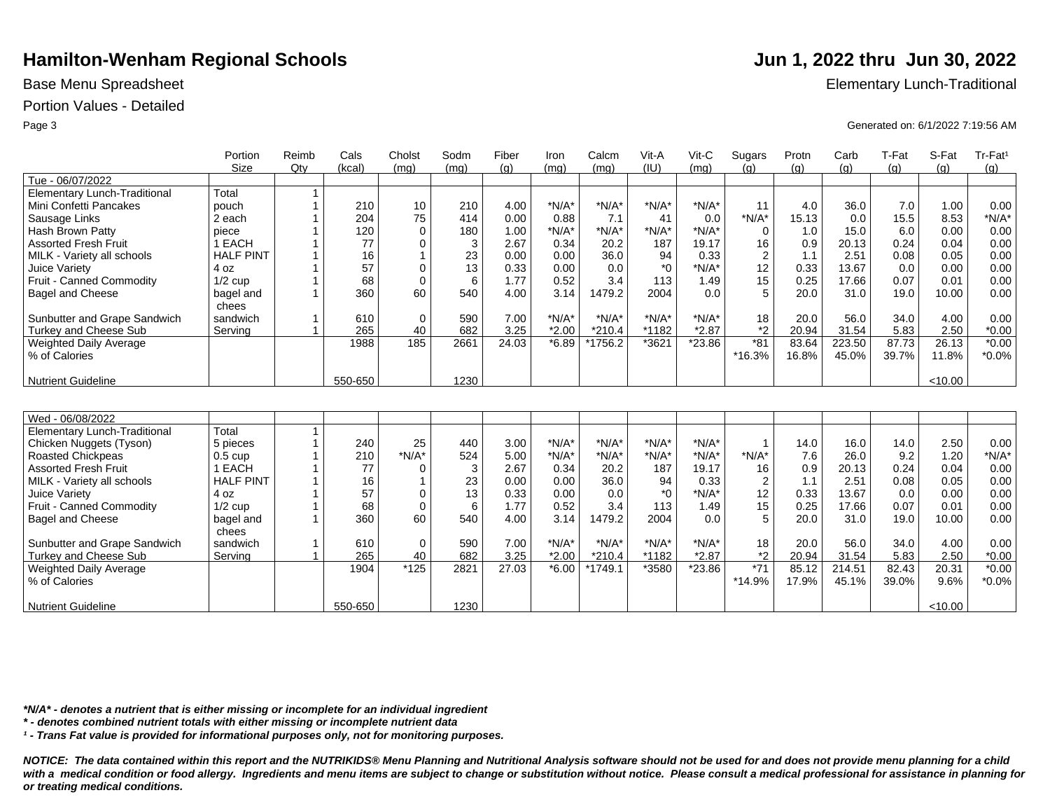# Hamilton-Wenham Regional Schools

**Jun 1, 2022 thru Jun 30, 2022**

Base Menu Spreadsheet

Elementary Lunch-Traditional

Portion Values - Detailed

Generated on: 6/1/2022 7:19:56 AM

| | Portion Size | Reimb Qty | Cals (kcal) | Cholst (mg) | Sodm (mg) | Fiber (g) | Iron (mg) | Calcm (mg) | Vit-A (IU) | Vit-C (mg) | Sugars (g) | Protn (g) | Carb (g) | T-Fat (g) | S-Fat (g) | Tr-Fat¹ (g) |
|---|---|---|---|---|---|---|---|---|---|---|---|---|---|---|---|---|
| Tue - 06/07/2022 | | | | | | | | | | | | | | | | |
| Elementary Lunch-Traditional | Total | 1 | | | | | | | | | | | | | | |
| Mini Confetti Pancakes | pouch | 1 | 210 | 10 | 210 | 4.00 | *N/A* | *N/A* | *N/A* | *N/A* | 11 | 4.0 | 36.0 | 7.0 | 1.00 | 0.00 |
| Sausage Links | 2 each | 1 | 204 | 75 | 414 | 0.00 | 0.88 | 7.1 | 41 | 0.0 | *N/A* | 15.13 | 0.0 | 15.5 | 8.53 | *N/A* |
| Hash Brown Patty | piece | 1 | 120 | 0 | 180 | 1.00 | *N/A* | *N/A* | *N/A* | *N/A* | 0 | 1.0 | 15.0 | 6.0 | 0.00 | 0.00 |
| Assorted Fresh Fruit | 1 EACH | 1 | 77 | 0 | 3 | 2.67 | 0.34 | 20.2 | 187 | 19.17 | 16 | 0.9 | 20.13 | 0.24 | 0.04 | 0.00 |
| MILK - Variety all schools | HALF PINT | 1 | 16 | 1 | 23 | 0.00 | 0.00 | 36.0 | 94 | 0.33 | 2 | 1.1 | 2.51 | 0.08 | 0.05 | 0.00 |
| Juice Variety | 4 oz | 1 | 57 | 0 | 13 | 0.33 | 0.00 | 0.0 | *0 | *N/A* | 12 | 0.33 | 13.67 | 0.0 | 0.00 | 0.00 |
| Fruit - Canned Commodity | 1/2 cup | 1 | 68 | 0 | 6 | 1.77 | 0.52 | 3.4 | 113 | 1.49 | 15 | 0.25 | 17.66 | 0.07 | 0.01 | 0.00 |
| Bagel and Cheese | bagel and chees | 1 | 360 | 60 | 540 | 4.00 | 3.14 | 1479.2 | 2004 | 0.0 | 5 | 20.0 | 31.0 | 19.0 | 10.00 | 0.00 |
| Sunbutter and Grape Sandwich | sandwich | 1 | 610 | 0 | 590 | 7.00 | *N/A* | *N/A* | *N/A* | *N/A* | 18 | 20.0 | 56.0 | 34.0 | 4.00 | 0.00 |
| Turkey and Cheese Sub | Serving | 1 | 265 | 40 | 682 | 3.25 | *2.00 | *210.4 | *1182 | *2.87 | *2 | 20.94 | 31.54 | 5.83 | 2.50 | *0.00 |
| Weighted Daily Average | | | 1988 | 185 | 2661 | 24.03 | *6.89 | *1756.2 | *3621 | *23.86 | *81 | 83.64 | 223.50 | 87.73 | 26.13 | *0.00 |
| % of Calories | | | | | | | | | | | *16.3% | 16.8% | 45.0% | 39.7% | 11.8% | *0.0% |
| Nutrient Guideline | | | 550-650 | | 1230 | | | | | | | | | | <10.00 | |

| | Portion Size | Reimb Qty | Cals (kcal) | Cholst (mg) | Sodm (mg) | Fiber (g) | Iron (mg) | Calcm (mg) | Vit-A (IU) | Vit-C (mg) | Sugars (g) | Protn (g) | Carb (g) | T-Fat (g) | S-Fat (g) | Tr-Fat¹ (g) |
|---|---|---|---|---|---|---|---|---|---|---|---|---|---|---|---|---|
| Wed - 06/08/2022 | | | | | | | | | | | | | | | | |
| Elementary Lunch-Traditional | Total | 1 | | | | | | | | | | | | | | |
| Chicken Nuggets (Tyson) | 5 pieces | 1 | 240 | 25 | 440 | 3.00 | *N/A* | *N/A* | *N/A* | *N/A* | 1 | 14.0 | 16.0 | 14.0 | 2.50 | 0.00 |
| Roasted Chickpeas | 0.5 cup | 1 | 210 | *N/A* | 524 | 5.00 | *N/A* | *N/A* | *N/A* | *N/A* | *N/A* | 7.6 | 26.0 | 9.2 | 1.20 | *N/A* |
| Assorted Fresh Fruit | 1 EACH | 1 | 77 | 0 | 3 | 2.67 | 0.34 | 20.2 | 187 | 19.17 | 16 | 0.9 | 20.13 | 0.24 | 0.04 | 0.00 |
| MILK - Variety all schools | HALF PINT | 1 | 16 | 1 | 23 | 0.00 | 0.00 | 36.0 | 94 | 0.33 | 2 | 1.1 | 2.51 | 0.08 | 0.05 | 0.00 |
| Juice Variety | 4 oz | 1 | 57 | 0 | 13 | 0.33 | 0.00 | 0.0 | *0 | *N/A* | 12 | 0.33 | 13.67 | 0.0 | 0.00 | 0.00 |
| Fruit - Canned Commodity | 1/2 cup | 1 | 68 | 0 | 6 | 1.77 | 0.52 | 3.4 | 113 | 1.49 | 15 | 0.25 | 17.66 | 0.07 | 0.01 | 0.00 |
| Bagel and Cheese | bagel and chees | 1 | 360 | 60 | 540 | 4.00 | 3.14 | 1479.2 | 2004 | 0.0 | 5 | 20.0 | 31.0 | 19.0 | 10.00 | 0.00 |
| Sunbutter and Grape Sandwich | sandwich | 1 | 610 | 0 | 590 | 7.00 | *N/A* | *N/A* | *N/A* | *N/A* | 18 | 20.0 | 56.0 | 34.0 | 4.00 | 0.00 |
| Turkey and Cheese Sub | Serving | 1 | 265 | 40 | 682 | 3.25 | *2.00 | *210.4 | *1182 | *2.87 | *2 | 20.94 | 31.54 | 5.83 | 2.50 | *0.00 |
| Weighted Daily Average | | | 1904 | *125 | 2821 | 27.03 | *6.00 | *1749.1 | *3580 | *23.86 | *71 | 85.12 | 214.51 | 82.43 | 20.31 | *0.00 |
| % of Calories | | | | | | | | | | | *14.9% | 17.9% | 45.1% | 39.0% | 9.6% | *0.0% |
| Nutrient Guideline | | | 550-650 | | 1230 | | | | | | | | | | <10.00 | |

***N/A* - denotes a nutrient that is either missing or incomplete for an individual ingredient***

*** - denotes combined nutrient totals with either missing or incomplete nutrient data***

***¹ - Trans Fat value is provided for informational purposes only, not for monitoring purposes.***

***NOTICE: The data contained within this report and the NUTRIKIDS® Menu Planning and Nutritional Analysis software should not be used for and does not provide menu planning for a child with a medical condition or food allergy. Ingredients and menu items are subject to change or substitution without notice. Please consult a medical professional for assistance in planning for or treating medical conditions.***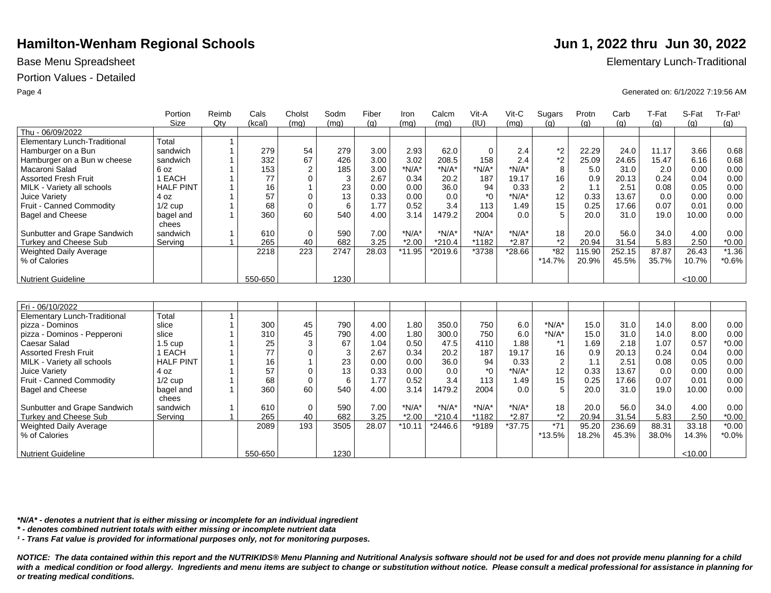# Hamilton-Wenham Regional Schools

## Jun 1, 2022 thru Jun 30, 2022

Base Menu Spreadsheet

Elementary Lunch-Traditional

Portion Values - Detailed

Generated on: 6/1/2022 7:19:56 AM

| | Portion Size | Reimb Qty | Cals (kcal) | Cholst (mg) | Sodm (mg) | Fiber (g) | Iron (mg) | Calcm (mg) | Vit-A (IU) | Vit-C (mg) | Sugars (g) | Protn (g) | Carb (g) | T-Fat (g) | S-Fat (g) | Tr-Fat[1] (g) |
|---|---|---|---|---|---|---|---|---|---|---|---|---|---|---|---|---|
| Thu - 06/09/2022 | | | | | | | | | | | | | | | | |
| Elementary Lunch-Traditional | Total | 1 | | | | | | | | | | | | | | |
| Hamburger on a Bun | sandwich | 1 | 279 | 54 | 279 | 3.00 | 2.93 | 62.0 | 0 | 2.4 | *2 | 22.29 | 24.0 | 11.17 | 3.66 | 0.68 |
| Hamburger on a Bun w cheese | sandwich | 1 | 332 | 67 | 426 | 3.00 | 3.02 | 208.5 | 158 | 2.4 | *2 | 25.09 | 24.65 | 15.47 | 6.16 | 0.68 |
| Macaroni Salad | 6 oz | 1 | 153 | 2 | 185 | 3.00 | *N/A* | *N/A* | *N/A* | *N/A* | 8 | 5.0 | 31.0 | 2.0 | 0.00 | 0.00 |
| Assorted Fresh Fruit | 1 EACH | 1 | 77 | 0 | 3 | 2.67 | 0.34 | 20.2 | 187 | 19.17 | 16 | 0.9 | 20.13 | 0.24 | 0.04 | 0.00 |
| MILK - Variety all schools | HALF PINT | 1 | 16 | 1 | 23 | 0.00 | 0.00 | 36.0 | 94 | 0.33 | 2 | 1.1 | 2.51 | 0.08 | 0.05 | 0.00 |
| Juice Variety | 4 oz | 1 | 57 | 0 | 13 | 0.33 | 0.00 | 0.0 | *0 | *N/A* | 12 | 0.33 | 13.67 | 0.0 | 0.00 | 0.00 |
| Fruit - Canned Commodity | 1/2 cup | 1 | 68 | 0 | 6 | 1.77 | 0.52 | 3.4 | 113 | 1.49 | 15 | 0.25 | 17.66 | 0.07 | 0.01 | 0.00 |
| Bagel and Cheese | bagel and chees | 1 | 360 | 60 | 540 | 4.00 | 3.14 | 1479.2 | 2004 | 0.0 | 5 | 20.0 | 31.0 | 19.0 | 10.00 | 0.00 |
| Sunbutter and Grape Sandwich | sandwich | 1 | 610 | 0 | 590 | 7.00 | *N/A* | *N/A* | *N/A* | *N/A* | 18 | 20.0 | 56.0 | 34.0 | 4.00 | 0.00 |
| Turkey and Cheese Sub | Serving | 1 | 265 | 40 | 682 | 3.25 | *2.00 | *210.4 | *1182 | *2.87 | *2 | 20.94 | 31.54 | 5.83 | 2.50 | *0.00 |
| Weighted Daily Average | | | 2218 | 223 | 2747 | 28.03 | *11.95 | *2019.6 | *3738 | *28.66 | *82 | 115.90 | 252.15 | 87.87 | 26.43 | *1.36 |
| % of Calories | | | | | | | | | | | *14.7% | 20.9% | 45.5% | 35.7% | 10.7% | *0.6% |
| Nutrient Guideline | | | 550-650 | | 1230 | | | | | | | | | | <10.00 | |

| | Portion Size | Reimb Qty | Cals (kcal) | Cholst (mg) | Sodm (mg) | Fiber (g) | Iron (mg) | Calcm (mg) | Vit-A (IU) | Vit-C (mg) | Sugars (g) | Protn (g) | Carb (g) | T-Fat (g) | S-Fat (g) | Tr-Fat[1] (g) |
|---|---|---|---|---|---|---|---|---|---|---|---|---|---|---|---|---|
| Fri - 06/10/2022 | | | | | | | | | | | | | | | | |
| Elementary Lunch-Traditional | Total | 1 | | | | | | | | | | | | | | |
| pizza - Dominos | slice | 1 | 300 | 45 | 790 | 4.00 | 1.80 | 350.0 | 750 | 6.0 | *N/A* | 15.0 | 31.0 | 14.0 | 8.00 | 0.00 |
| pizza - Dominos - Pepperoni | slice | 1 | 310 | 45 | 790 | 4.00 | 1.80 | 300.0 | 750 | 6.0 | *N/A* | 15.0 | 31.0 | 14.0 | 8.00 | 0.00 |
| Caesar Salad | 1.5 cup | 1 | 25 | 3 | 67 | 1.04 | 0.50 | 47.5 | 4110 | 1.88 | *1 | 1.69 | 2.18 | 1.07 | 0.57 | *0.00 |
| Assorted Fresh Fruit | 1 EACH | 1 | 77 | 0 | 3 | 2.67 | 0.34 | 20.2 | 187 | 19.17 | 16 | 0.9 | 20.13 | 0.24 | 0.04 | 0.00 |
| MILK - Variety all schools | HALF PINT | 1 | 16 | 1 | 23 | 0.00 | 0.00 | 36.0 | 94 | 0.33 | 2 | 1.1 | 2.51 | 0.08 | 0.05 | 0.00 |
| Juice Variety | 4 oz | 1 | 57 | 0 | 13 | 0.33 | 0.00 | 0.0 | *0 | *N/A* | 12 | 0.33 | 13.67 | 0.0 | 0.00 | 0.00 |
| Fruit - Canned Commodity | 1/2 cup | 1 | 68 | 0 | 6 | 1.77 | 0.52 | 3.4 | 113 | 1.49 | 15 | 0.25 | 17.66 | 0.07 | 0.01 | 0.00 |
| Bagel and Cheese | bagel and chees | 1 | 360 | 60 | 540 | 4.00 | 3.14 | 1479.2 | 2004 | 0.0 | 5 | 20.0 | 31.0 | 19.0 | 10.00 | 0.00 |
| Sunbutter and Grape Sandwich | sandwich | 1 | 610 | 0 | 590 | 7.00 | *N/A* | *N/A* | *N/A* | *N/A* | 18 | 20.0 | 56.0 | 34.0 | 4.00 | 0.00 |
| Turkey and Cheese Sub | Serving | 1 | 265 | 40 | 682 | 3.25 | *2.00 | *210.4 | *1182 | *2.87 | *2 | 20.94 | 31.54 | 5.83 | 2.50 | *0.00 |
| Weighted Daily Average | | | 2089 | 193 | 3505 | 28.07 | *10.11 | *2446.6 | *9189 | *37.75 | *71 | 95.20 | 236.69 | 88.31 | 33.18 | *0.00 |
| % of Calories | | | | | | | | | | | *13.5% | 18.2% | 45.3% | 38.0% | 14.3% | *0.0% |
| Nutrient Guideline | | | 550-650 | | 1230 | | | | | | | | | | <10.00 | |

***N/A* - denotes a nutrient that is either missing or incomplete for an individual ingredient***

***\* - denotes combined nutrient totals with either missing or incomplete nutrient data***

***¹ - Trans Fat value is provided for informational purposes only, not for monitoring purposes.***

***NOTICE: The data contained within this report and the NUTRIKIDS® Menu Planning and Nutritional Analysis software should not be used for and does not provide menu planning for a child with a medical condition or food allergy. Ingredients and menu items are subject to change or substitution without notice. Please consult a medical professional for assistance in planning for or treating medical conditions.***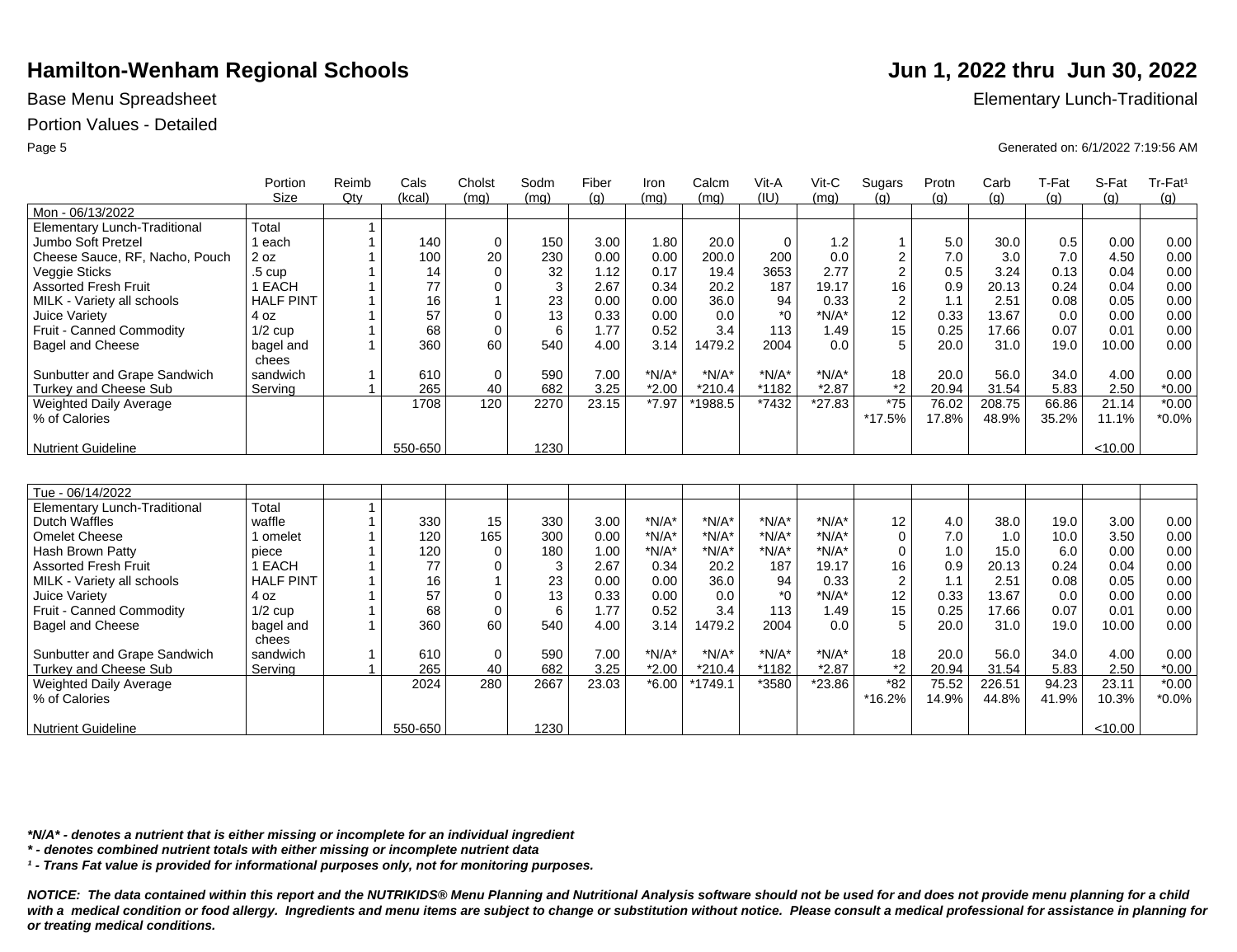# Hamilton-Wenham Regional Schools

**Jun 1, 2022 thru Jun 30, 2022**

Base Menu Spreadsheet

Elementary Lunch-Traditional

Portion Values - Detailed

Generated on: 6/1/2022 7:19:56 AM

| | Portion Size | Reimb Qty | Cals (kcal) | Cholst (mg) | Sodm (mg) | Fiber (g) | Iron (mg) | Calcm (mg) | Vit-A (IU) | Vit-C (mg) | Sugars (g) | Protn (g) | Carb (g) | T-Fat (g) | S-Fat (g) | Tr-Fat[1] (g) |
|---|---|---|---|---|---|---|---|---|---|---|---|---|---|---|---|---|
| Mon - 06/13/2022 | | | | | | | | | | | | | | | | |
| Elementary Lunch-Traditional | Total | 1 | | | | | | | | | | | | | | |
| Jumbo Soft Pretzel | 1 each | 1 | 140 | 0 | 150 | 3.00 | 1.80 | 20.0 | 0 | 1.2 | 1 | 5.0 | 30.0 | 0.5 | 0.00 | 0.00 |
| Cheese Sauce, RF, Nacho, Pouch | 2 oz | 1 | 100 | 20 | 230 | 0.00 | 0.00 | 200.0 | 200 | 0.0 | 2 | 7.0 | 3.0 | 7.0 | 4.50 | 0.00 |
| Veggie Sticks | .5 cup | 1 | 14 | 0 | 32 | 1.12 | 0.17 | 19.4 | 3653 | 2.77 | 2 | 0.5 | 3.24 | 0.13 | 0.04 | 0.00 |
| Assorted Fresh Fruit | 1 EACH | 1 | 77 | 0 | 3 | 2.67 | 0.34 | 20.2 | 187 | 19.17 | 16 | 0.9 | 20.13 | 0.24 | 0.04 | 0.00 |
| MILK - Variety all schools | HALF PINT | 1 | 16 | 1 | 23 | 0.00 | 0.00 | 36.0 | 94 | 0.33 | 2 | 1.1 | 2.51 | 0.08 | 0.05 | 0.00 |
| Juice Variety | 4 oz | 1 | 57 | 0 | 13 | 0.33 | 0.00 | 0.0 | *0 | *N/A* | 12 | 0.33 | 13.67 | 0.0 | 0.00 | 0.00 |
| Fruit - Canned Commodity | 1/2 cup | 1 | 68 | 0 | 6 | 1.77 | 0.52 | 3.4 | 113 | 1.49 | 15 | 0.25 | 17.66 | 0.07 | 0.01 | 0.00 |
| Bagel and Cheese | bagel and chees | 1 | 360 | 60 | 540 | 4.00 | 3.14 | 1479.2 | 2004 | 0.0 | 5 | 20.0 | 31.0 | 19.0 | 10.00 | 0.00 |
| Sunbutter and Grape Sandwich | sandwich | 1 | 610 | 0 | 590 | 7.00 | *N/A* | *N/A* | *N/A* | *N/A* | 18 | 20.0 | 56.0 | 34.0 | 4.00 | 0.00 |
| Turkey and Cheese Sub | Serving | 1 | 265 | 40 | 682 | 3.25 | *2.00 | *210.4 | *1182 | *2.87 | *2 | 20.94 | 31.54 | 5.83 | 2.50 | *0.00 |
| Weighted Daily Average | | | 1708 | 120 | 2270 | 23.15 | *7.97 | *1988.5 | *7432 | *27.83 | *75 | 76.02 | 208.75 | 66.86 | 21.14 | *0.00 |
| % of Calories | | | | | | | | | | | *17.5% | 17.8% | 48.9% | 35.2% | 11.1% | *0.0% |
| Nutrient Guideline | | | 550-650 | | 1230 | | | | | | | | | | <10.00 | |

| | Portion Size | Reimb Qty | Cals (kcal) | Cholst (mg) | Sodm (mg) | Fiber (g) | Iron (mg) | Calcm (mg) | Vit-A (IU) | Vit-C (mg) | Sugars (g) | Protn (g) | Carb (g) | T-Fat (g) | S-Fat (g) | Tr-Fat[1] (g) |
|---|---|---|---|---|---|---|---|---|---|---|---|---|---|---|---|---|
| Tue - 06/14/2022 | | | | | | | | | | | | | | | | |
| Elementary Lunch-Traditional | Total | 1 | | | | | | | | | | | | | | |
| Dutch Waffles | waffle | 1 | 330 | 15 | 330 | 3.00 | *N/A* | *N/A* | *N/A* | *N/A* | 12 | 4.0 | 38.0 | 19.0 | 3.00 | 0.00 |
| Omelet Cheese | 1 omelet | 1 | 120 | 165 | 300 | 0.00 | *N/A* | *N/A* | *N/A* | *N/A* | 0 | 7.0 | 1.0 | 10.0 | 3.50 | 0.00 |
| Hash Brown Patty | piece | 1 | 120 | 0 | 180 | 1.00 | *N/A* | *N/A* | *N/A* | *N/A* | 0 | 1.0 | 15.0 | 6.0 | 0.00 | 0.00 |
| Assorted Fresh Fruit | 1 EACH | 1 | 77 | 0 | 3 | 2.67 | 0.34 | 20.2 | 187 | 19.17 | 16 | 0.9 | 20.13 | 0.24 | 0.04 | 0.00 |
| MILK - Variety all schools | HALF PINT | 1 | 16 | 1 | 23 | 0.00 | 0.00 | 36.0 | 94 | 0.33 | 2 | 1.1 | 2.51 | 0.08 | 0.05 | 0.00 |
| Juice Variety | 4 oz | 1 | 57 | 0 | 13 | 0.33 | 0.00 | 0.0 | *0 | *N/A* | 12 | 0.33 | 13.67 | 0.0 | 0.00 | 0.00 |
| Fruit - Canned Commodity | 1/2 cup | 1 | 68 | 0 | 6 | 1.77 | 0.52 | 3.4 | 113 | 1.49 | 15 | 0.25 | 17.66 | 0.07 | 0.01 | 0.00 |
| Bagel and Cheese | bagel and chees | 1 | 360 | 60 | 540 | 4.00 | 3.14 | 1479.2 | 2004 | 0.0 | 5 | 20.0 | 31.0 | 19.0 | 10.00 | 0.00 |
| Sunbutter and Grape Sandwich | sandwich | 1 | 610 | 0 | 590 | 7.00 | *N/A* | *N/A* | *N/A* | *N/A* | 18 | 20.0 | 56.0 | 34.0 | 4.00 | 0.00 |
| Turkey and Cheese Sub | Serving | 1 | 265 | 40 | 682 | 3.25 | *2.00 | *210.4 | *1182 | *2.87 | *2 | 20.94 | 31.54 | 5.83 | 2.50 | *0.00 |
| Weighted Daily Average | | | 2024 | 280 | 2667 | 23.03 | *6.00 | *1749.1 | *3580 | *23.86 | *82 | 75.52 | 226.51 | 94.23 | 23.11 | *0.00 |
| % of Calories | | | | | | | | | | | *16.2% | 14.9% | 44.8% | 41.9% | 10.3% | *0.0% |
| Nutrient Guideline | | | 550-650 | | 1230 | | | | | | | | | | <10.00 | |

***N/A* - denotes a nutrient that is either missing or incomplete for an individual ingredient***

*** - denotes combined nutrient totals with either missing or incomplete nutrient data***

*[1] - Trans Fat value is provided for informational purposes only, not for monitoring purposes.*

***NOTICE: The data contained within this report and the NUTRIKIDS® Menu Planning and Nutritional Analysis software should not be used for and does not provide menu planning for a child with a medical condition or food allergy. Ingredients and menu items are subject to change or substitution without notice. Please consult a medical professional for assistance in planning for or treating medical conditions.***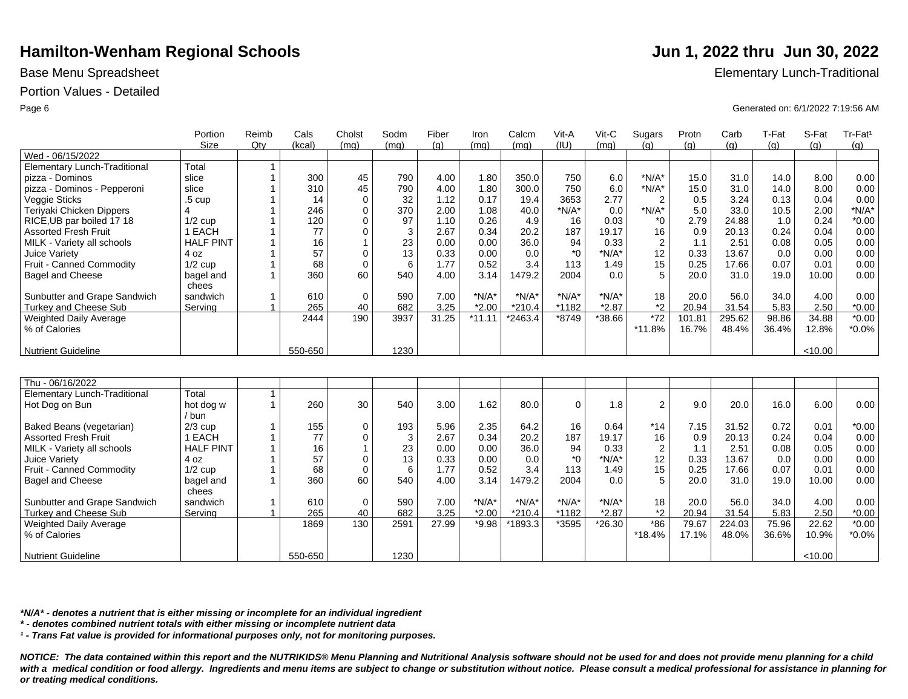# Hamilton-Wenham Regional Schools

**Jun 1, 2022 thru Jun 30, 2022**

Base Menu Spreadsheet

Elementary Lunch-Traditional

Portion Values - Detailed

Generated on: 6/1/2022 7:19:56 AM

| | Portion Size | Reimb Qty | Cals (kcal) | Cholst (mg) | Sodm (mg) | Fiber (g) | Iron (mg) | Calcm (mg) | Vit-A (IU) | Vit-C (mg) | Sugars (g) | Protn (g) | Carb (g) | T-Fat (g) | S-Fat (g) | Tr-Fat¹ (g) |
|---|---|---|---|---|---|---|---|---|---|---|---|---|---|---|---|---|
| Wed - 06/15/2022 | | | | | | | | | | | | | | | | |
| Elementary Lunch-Traditional | Total | 1 | | | | | | | | | | | | | | |
| pizza - Dominos | slice | 1 | 300 | 45 | 790 | 4.00 | 1.80 | 350.0 | 750 | 6.0 | *N/A* | 15.0 | 31.0 | 14.0 | 8.00 | 0.00 |
| pizza - Dominos - Pepperoni | slice | 1 | 310 | 45 | 790 | 4.00 | 1.80 | 300.0 | 750 | 6.0 | *N/A* | 15.0 | 31.0 | 14.0 | 8.00 | 0.00 |
| Veggie Sticks | .5 cup | 1 | 14 | 0 | 32 | 1.12 | 0.17 | 19.4 | 3653 | 2.77 | 2 | 0.5 | 3.24 | 0.13 | 0.04 | 0.00 |
| Teriyaki Chicken Dippers | 4 | 1 | 246 | 0 | 370 | 2.00 | 1.08 | 40.0 | *N/A* | 0.0 | *N/A* | 5.0 | 33.0 | 10.5 | 2.00 | *N/A* |
| RICE,UB par boiled 17 18 | 1/2 cup | 1 | 120 | 0 | 97 | 1.10 | 0.26 | 4.9 | 16 | 0.03 | *0 | 2.79 | 24.88 | 1.0 | 0.24 | *0.00 |
| Assorted Fresh Fruit | 1 EACH | 1 | 77 | 0 | 3 | 2.67 | 0.34 | 20.2 | 187 | 19.17 | 16 | 0.9 | 20.13 | 0.24 | 0.04 | 0.00 |
| MILK - Variety all schools | HALF PINT | 1 | 16 | 1 | 23 | 0.00 | 0.00 | 36.0 | 94 | 0.33 | 2 | 1.1 | 2.51 | 0.08 | 0.05 | 0.00 |
| Juice Variety | 4 oz | 1 | 57 | 0 | 13 | 0.33 | 0.00 | 0.0 | *0 | *N/A* | 12 | 0.33 | 13.67 | 0.0 | 0.00 | 0.00 |
| Fruit - Canned Commodity | 1/2 cup | 1 | 68 | 0 | 6 | 1.77 | 0.52 | 3.4 | 113 | 1.49 | 15 | 0.25 | 17.66 | 0.07 | 0.01 | 0.00 |
| Bagel and Cheese | bagel and chees | 1 | 360 | 60 | 540 | 4.00 | 3.14 | 1479.2 | 2004 | 0.0 | 5 | 20.0 | 31.0 | 19.0 | 10.00 | 0.00 |
| Sunbutter and Grape Sandwich | sandwich | 1 | 610 | 0 | 590 | 7.00 | *N/A* | *N/A* | *N/A* | *N/A* | 18 | 20.0 | 56.0 | 34.0 | 4.00 | 0.00 |
| Turkey and Cheese Sub | Serving | 1 | 265 | 40 | 682 | 3.25 | *2.00 | *210.4 | *1182 | *2.87 | *2 | 20.94 | 31.54 | 5.83 | 2.50 | *0.00 |
| Weighted Daily Average | | | 2444 | 190 | 3937 | 31.25 | *11.11 | *2463.4 | *8749 | *38.66 | *72 | 101.81 | 295.62 | 98.86 | 34.88 | *0.00 |
| % of Calories | | | | | | | | | | | *11.8% | 16.7% | 48.4% | 36.4% | 12.8% | *0.0% |
| Nutrient Guideline | | | 550-650 | | 1230 | | | | | | | | | | <10.00 | |

| | Portion Size | Reimb Qty | Cals (kcal) | Cholst (mg) | Sodm (mg) | Fiber (g) | Iron (mg) | Calcm (mg) | Vit-A (IU) | Vit-C (mg) | Sugars (g) | Protn (g) | Carb (g) | T-Fat (g) | S-Fat (g) | Tr-Fat¹ (g) |
|---|---|---|---|---|---|---|---|---|---|---|---|---|---|---|---|---|
| Thu - 06/16/2022 | | | | | | | | | | | | | | | | |
| Elementary Lunch-Traditional | Total | 1 | | | | | | | | | | | | | | |
| Hot Dog on Bun | hot dog w / bun | 1 | 260 | 30 | 540 | 3.00 | 1.62 | 80.0 | 0 | 1.8 | 2 | 9.0 | 20.0 | 16.0 | 6.00 | 0.00 |
| Baked Beans (vegetarian) | 2/3 cup | 1 | 155 | 0 | 193 | 5.96 | 2.35 | 64.2 | 16 | 0.64 | *14 | 7.15 | 31.52 | 0.72 | 0.01 | *0.00 |
| Assorted Fresh Fruit | 1 EACH | 1 | 77 | 0 | 3 | 2.67 | 0.34 | 20.2 | 187 | 19.17 | 16 | 0.9 | 20.13 | 0.24 | 0.04 | 0.00 |
| MILK - Variety all schools | HALF PINT | 1 | 16 | 1 | 23 | 0.00 | 0.00 | 36.0 | 94 | 0.33 | 2 | 1.1 | 2.51 | 0.08 | 0.05 | 0.00 |
| Juice Variety | 4 oz | 1 | 57 | 0 | 13 | 0.33 | 0.00 | 0.0 | *0 | *N/A* | 12 | 0.33 | 13.67 | 0.0 | 0.00 | 0.00 |
| Fruit - Canned Commodity | 1/2 cup | 1 | 68 | 0 | 6 | 1.77 | 0.52 | 3.4 | 113 | 1.49 | 15 | 0.25 | 17.66 | 0.07 | 0.01 | 0.00 |
| Bagel and Cheese | bagel and chees | 1 | 360 | 60 | 540 | 4.00 | 3.14 | 1479.2 | 2004 | 0.0 | 5 | 20.0 | 31.0 | 19.0 | 10.00 | 0.00 |
| Sunbutter and Grape Sandwich | sandwich | 1 | 610 | 0 | 590 | 7.00 | *N/A* | *N/A* | *N/A* | *N/A* | 18 | 20.0 | 56.0 | 34.0 | 4.00 | 0.00 |
| Turkey and Cheese Sub | Serving | 1 | 265 | 40 | 682 | 3.25 | *2.00 | *210.4 | *1182 | *2.87 | *2 | 20.94 | 31.54 | 5.83 | 2.50 | *0.00 |
| Weighted Daily Average | | | 1869 | 130 | 2591 | 27.99 | *9.98 | *1893.3 | *3595 | *26.30 | *86 | 79.67 | 224.03 | 75.96 | 22.62 | *0.00 |
| % of Calories | | | | | | | | | | | *18.4% | 17.1% | 48.0% | 36.6% | 10.9% | *0.0% |
| Nutrient Guideline | | | 550-650 | | 1230 | | | | | | | | | | <10.00 | |

***N/A* - denotes a nutrient that is either missing or incomplete for an individual ingredient**

***\* - denotes combined nutrient totals with either missing or incomplete nutrient data***

***¹ - Trans Fat value is provided for informational purposes only, not for monitoring purposes.***

***NOTICE: The data contained within this report and the NUTRIKIDS® Menu Planning and Nutritional Analysis software should not be used for and does not provide menu planning for a child with a medical condition or food allergy. Ingredients and menu items are subject to change or substitution without notice. Please consult a medical professional for assistance in planning for or treating medical conditions.***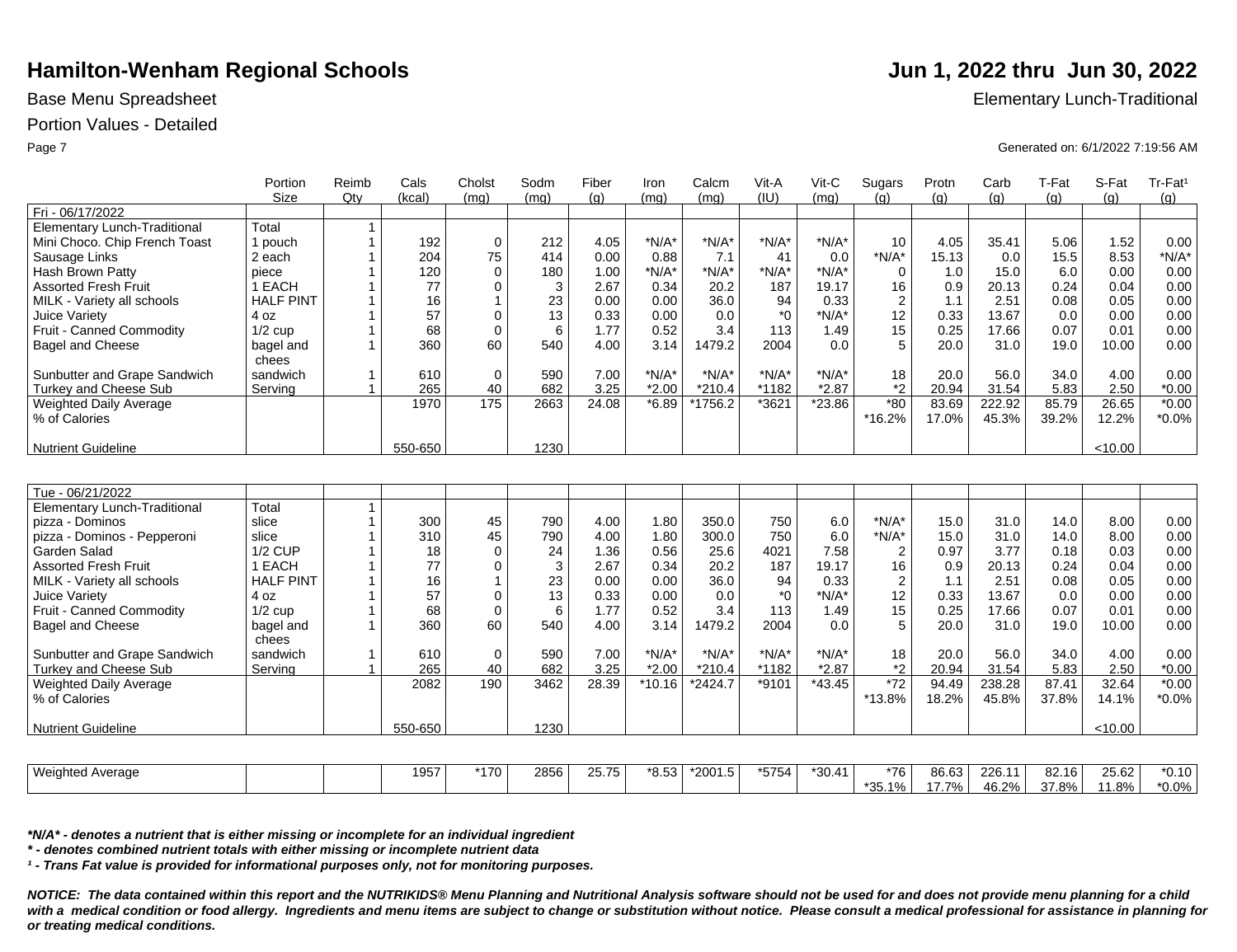# Hamilton-Wenham Regional Schools

**Jun 1, 2022 thru Jun 30, 2022**

Base Menu Spreadsheet

Elementary Lunch-Traditional

Portion Values - Detailed

Generated on: 6/1/2022 7:19:56 AM

| | Portion Size | Reimb Qty | Cals (kcal) | Cholst (mg) | Sodm (mg) | Fiber (g) | Iron (mg) | Calcm (mg) | Vit-A (IU) | Vit-C (mg) | Sugars (g) | Protn (g) | Carb (g) | T-Fat (g) | S-Fat (g) | Tr-Fat[1] (g) |
|---|---|---|---|---|---|---|---|---|---|---|---|---|---|---|---|---|
| Fri - 06/17/2022 | | | | | | | | | | | | | | | | |
| Elementary Lunch-Traditional | Total | 1 | | | | | | | | | | | | | | |
| Mini Choco. Chip French Toast | 1 pouch | 1 | 192 | 0 | 212 | 4.05 | *N/A* | *N/A* | *N/A* | *N/A* | 10 | 4.05 | 35.41 | 5.06 | 1.52 | 0.00 |
| Sausage Links | 2 each | 1 | 204 | 75 | 414 | 0.00 | 0.88 | 7.1 | 41 | 0.0 | *N/A* | 15.13 | 0.0 | 15.5 | 8.53 | *N/A* |
| Hash Brown Patty | piece | 1 | 120 | 0 | 180 | 1.00 | *N/A* | *N/A* | *N/A* | *N/A* | 0 | 1.0 | 15.0 | 6.0 | 0.00 | 0.00 |
| Assorted Fresh Fruit | 1 EACH | 1 | 77 | 0 | 3 | 2.67 | 0.34 | 20.2 | 187 | 19.17 | 16 | 0.9 | 20.13 | 0.24 | 0.04 | 0.00 |
| MILK - Variety all schools | HALF PINT | 1 | 16 | 1 | 23 | 0.00 | 0.00 | 36.0 | 94 | 0.33 | 2 | 1.1 | 2.51 | 0.08 | 0.05 | 0.00 |
| Juice Variety | 4 oz | 1 | 57 | 0 | 13 | 0.33 | 0.00 | 0.0 | *0 | *N/A* | 12 | 0.33 | 13.67 | 0.0 | 0.00 | 0.00 |
| Fruit - Canned Commodity | 1/2 cup | 1 | 68 | 0 | 6 | 1.77 | 0.52 | 3.4 | 113 | 1.49 | 15 | 0.25 | 17.66 | 0.07 | 0.01 | 0.00 |
| Bagel and Cheese | bagel and chees | 1 | 360 | 60 | 540 | 4.00 | 3.14 | 1479.2 | 2004 | 0.0 | 5 | 20.0 | 31.0 | 19.0 | 10.00 | 0.00 |
| Sunbutter and Grape Sandwich | sandwich | 1 | 610 | 0 | 590 | 7.00 | *N/A* | *N/A* | *N/A* | *N/A* | 18 | 20.0 | 56.0 | 34.0 | 4.00 | 0.00 |
| Turkey and Cheese Sub | Serving | 1 | 265 | 40 | 682 | 3.25 | *2.00 | *210.4 | *1182 | *2.87 | *2 | 20.94 | 31.54 | 5.83 | 2.50 | *0.00 |
| Weighted Daily Average | | | 1970 | 175 | 2663 | 24.08 | *6.89 | *1756.2 | *3621 | *23.86 | *80 | 83.69 | 222.92 | 85.79 | 26.65 | *0.00 |
| % of Calories | | | | | | | | | | | *16.2% | 17.0% | 45.3% | 39.2% | 12.2% | *0.0% |
| Nutrient Guideline | | | 550-650 | | 1230 | | | | | | | | | | <10.00 | |

| | Portion Size | Reimb Qty | Cals (kcal) | Cholst (mg) | Sodm (mg) | Fiber (g) | Iron (mg) | Calcm (mg) | Vit-A (IU) | Vit-C (mg) | Sugars (g) | Protn (g) | Carb (g) | T-Fat (g) | S-Fat (g) | Tr-Fat[1] (g) |
|---|---|---|---|---|---|---|---|---|---|---|---|---|---|---|---|---|
| Tue - 06/21/2022 | | | | | | | | | | | | | | | | |
| Elementary Lunch-Traditional | Total | 1 | | | | | | | | | | | | | | |
| pizza - Dominos | slice | 1 | 300 | 45 | 790 | 4.00 | 1.80 | 350.0 | 750 | 6.0 | *N/A* | 15.0 | 31.0 | 14.0 | 8.00 | 0.00 |
| pizza - Dominos - Pepperoni | slice | 1 | 310 | 45 | 790 | 4.00 | 1.80 | 300.0 | 750 | 6.0 | *N/A* | 15.0 | 31.0 | 14.0 | 8.00 | 0.00 |
| Garden Salad | 1/2 CUP | 1 | 18 | 0 | 24 | 1.36 | 0.56 | 25.6 | 4021 | 7.58 | 2 | 0.97 | 3.77 | 0.18 | 0.03 | 0.00 |
| Assorted Fresh Fruit | 1 EACH | 1 | 77 | 0 | 3 | 2.67 | 0.34 | 20.2 | 187 | 19.17 | 16 | 0.9 | 20.13 | 0.24 | 0.04 | 0.00 |
| MILK - Variety all schools | HALF PINT | 1 | 16 | 1 | 23 | 0.00 | 0.00 | 36.0 | 94 | 0.33 | 2 | 1.1 | 2.51 | 0.08 | 0.05 | 0.00 |
| Juice Variety | 4 oz | 1 | 57 | 0 | 13 | 0.33 | 0.00 | 0.0 | *0 | *N/A* | 12 | 0.33 | 13.67 | 0.0 | 0.00 | 0.00 |
| Fruit - Canned Commodity | 1/2 cup | 1 | 68 | 0 | 6 | 1.77 | 0.52 | 3.4 | 113 | 1.49 | 15 | 0.25 | 17.66 | 0.07 | 0.01 | 0.00 |
| Bagel and Cheese | bagel and chees | 1 | 360 | 60 | 540 | 4.00 | 3.14 | 1479.2 | 2004 | 0.0 | 5 | 20.0 | 31.0 | 19.0 | 10.00 | 0.00 |
| Sunbutter and Grape Sandwich | sandwich | 1 | 610 | 0 | 590 | 7.00 | *N/A* | *N/A* | *N/A* | *N/A* | 18 | 20.0 | 56.0 | 34.0 | 4.00 | 0.00 |
| Turkey and Cheese Sub | Serving | 1 | 265 | 40 | 682 | 3.25 | *2.00 | *210.4 | *1182 | *2.87 | *2 | 20.94 | 31.54 | 5.83 | 2.50 | *0.00 |
| Weighted Daily Average | | | 2082 | 190 | 3462 | 28.39 | *10.16 | *2424.7 | *9101 | *43.45 | *72 | 94.49 | 238.28 | 87.41 | 32.64 | *0.00 |
| % of Calories | | | | | | | | | | | *13.8% | 18.2% | 45.8% | 37.8% | 14.1% | *0.0% |
| Nutrient Guideline | | | 550-650 | | 1230 | | | | | | | | | | <10.00 | |

| | Portion Size | Reimb Qty | Cals (kcal) | Cholst (mg) | Sodm (mg) | Fiber (g) | Iron (mg) | Calcm (mg) | Vit-A (IU) | Vit-C (mg) | Sugars (g) | Protn (g) | Carb (g) | T-Fat (g) | S-Fat (g) | Tr-Fat[1] (g) |
|---|---|---|---|---|---|---|---|---|---|---|---|---|---|---|---|---|
| Weighted Average | | | 1957 | *170 | 2856 | 25.75 | *8.53 | *2001.5 | *5754 | *30.41 | *76 | 86.63 | 226.11 | 82.16 | 25.62 | *0.10 |
| | | | | | | | | | | | *35.1% | 17.7% | 46.2% | 37.8% | 11.8% | *0.0% |

***N/A* - denotes a nutrient that is either missing or incomplete for an individual ingredient***

***\* - denotes combined nutrient totals with either missing or incomplete nutrient data***

***[1] - Trans Fat value is provided for informational purposes only, not for monitoring purposes.***

***NOTICE: The data contained within this report and the NUTRIKIDS® Menu Planning and Nutritional Analysis software should not be used for and does not provide menu planning for a child with a medical condition or food allergy. Ingredients and menu items are subject to change or substitution without notice. Please consult a medical professional for assistance in planning for or treating medical conditions.***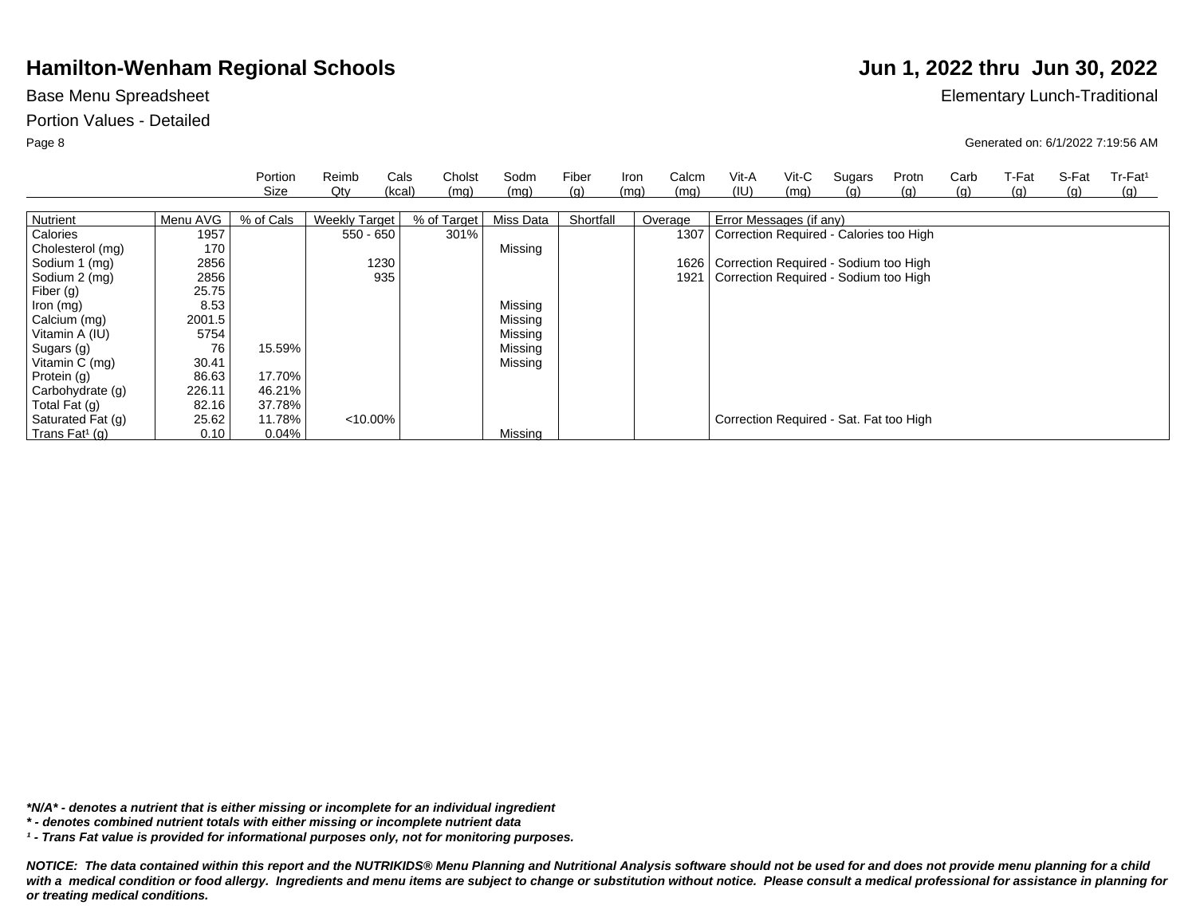# Hamilton-Wenham Regional Schools

**Jun 1, 2022 thru Jun 30, 2022**

Base Menu Spreadsheet

Elementary Lunch-Traditional

Portion Values - Detailed

Generated on: 6/1/2022 7:19:56 AM

| | Portion Size | Reimb Qty | Cals (kcal) | Cholst (mg) | Sodm (mg) | Fiber (g) | Iron (mg) | Calcm (mg) | Vit-A (IU) | Vit-C (mg) | Sugars (g) | Protn (g) | Carb (g) | T-Fat (g) | S-Fat (g) | Tr-Fat[1] (g) |
|---|---|---|---|---|---|---|---|---|---|---|---|---|---|---|---|---|

| Nutrient | Menu AVG | % of Cals | Weekly Target | % of Target | Miss Data | Shortfall | Overage | Error Messages (if any) |
|---|---|---|---|---|---|---|---|---|
| Calories | 1957 | | 550 - 650 | 301% | | | 1307 | Correction Required - Calories too High |
| Cholesterol (mg) | 170 | | | | Missing | | | |
| Sodium 1 (mg) | 2856 | | 1230 | | | | 1626 | Correction Required - Sodium too High |
| Sodium 2 (mg) | 2856 | | 935 | | | | 1921 | Correction Required - Sodium too High |
| Fiber (g) | 25.75 | | | | | | | |
| Iron (mg) | 8.53 | | | | Missing | | | |
| Calcium (mg) | 2001.5 | | | | Missing | | | |
| Vitamin A (IU) | 5754 | | | | Missing | | | |
| Sugars (g) | 76 | 15.59% | | | Missing | | | |
| Vitamin C (mg) | 30.41 | | | | Missing | | | |
| Protein (g) | 86.63 | 17.70% | | | | | | |
| Carbohydrate (g) | 226.11 | 46.21% | | | | | | |
| Total Fat (g) | 82.16 | 37.78% | | | | | | |
| Saturated Fat (g) | 25.62 | 11.78% | <10.00% | | | | | Correction Required - Sat. Fat too High |
| Trans Fat[1] (g) | 0.10 | 0.04% | | | Missing | | | |

***N/A* - denotes a nutrient that is either missing or incomplete for an individual ingredient**

*** - denotes combined nutrient totals with either missing or incomplete nutrient data**

***[1] - Trans Fat value is provided for informational purposes only, not for monitoring purposes.***

***NOTICE: The data contained within this report and the NUTRIKIDS® Menu Planning and Nutritional Analysis software should not be used for and does not provide menu planning for a child with a medical condition or food allergy. Ingredients and menu items are subject to change or substitution without notice. Please consult a medical professional for assistance in planning for or treating medical conditions.***